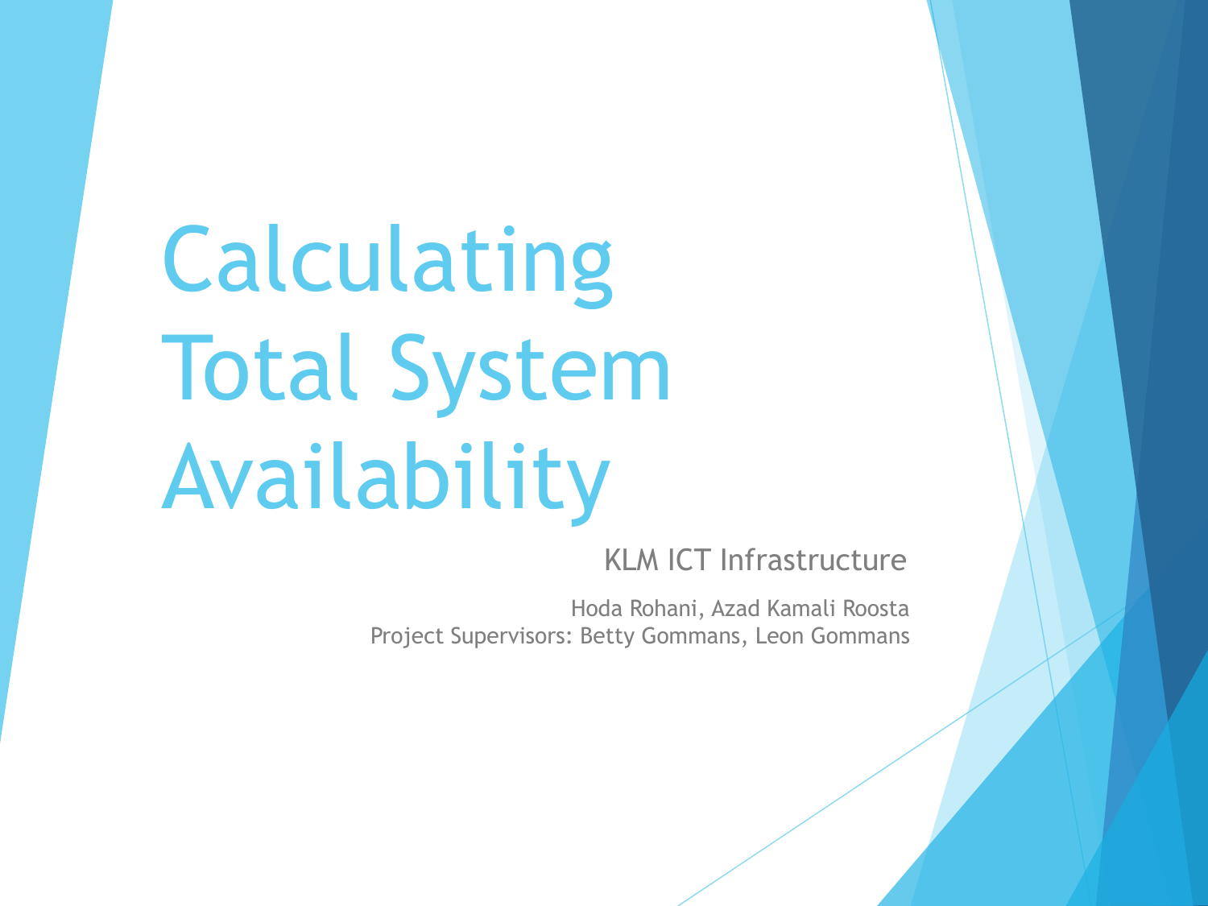# Calculating Total System Availability

KLM ICT Infrastructure

Hoda Rohani, Azad Kamali Roosta

Project Supervisors: Betty Gommans, Leon Gommans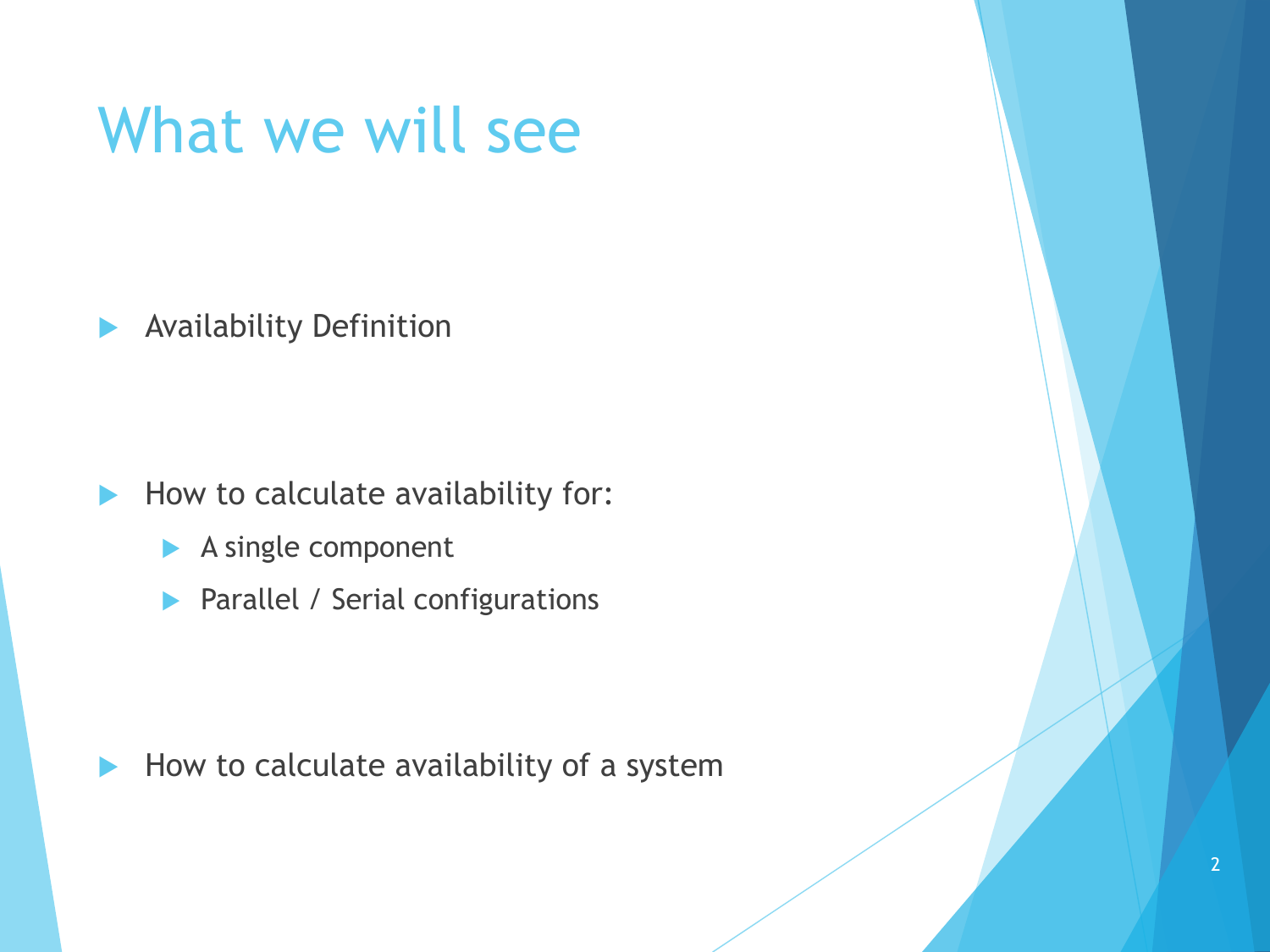# What we will see

- Availability Definition

- How to calculate availability for:
  - A single component
  - Parallel / Serial configurations

- How to calculate availability of a system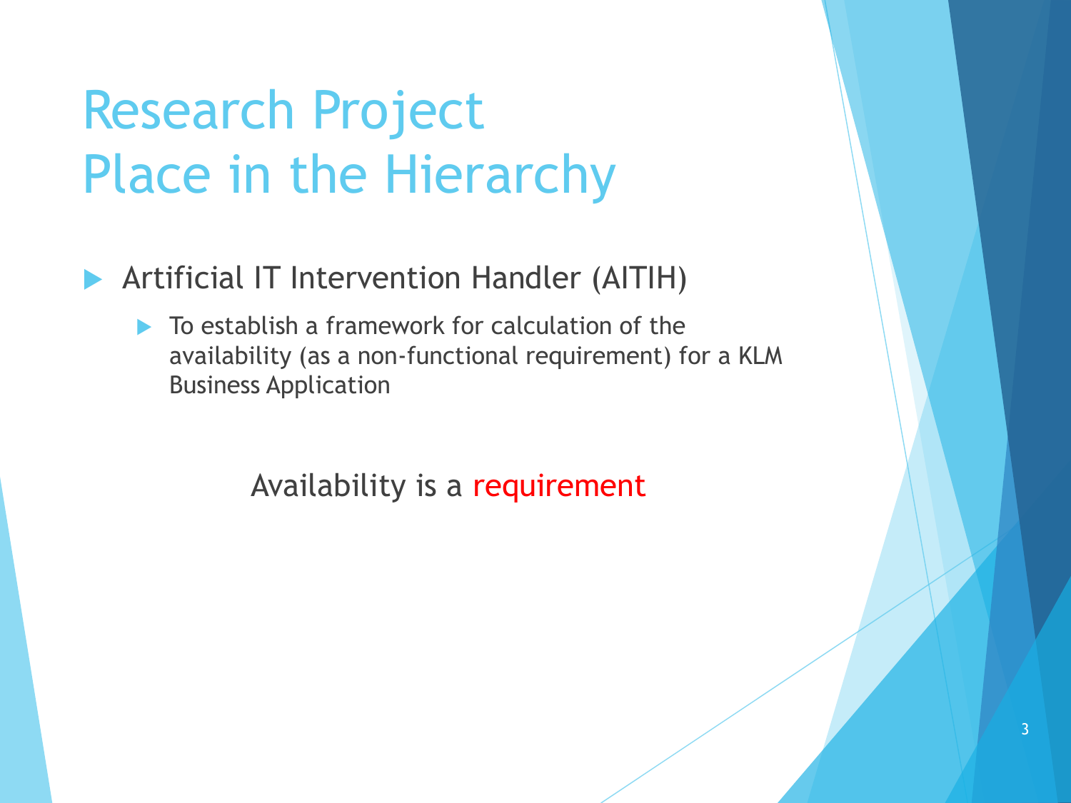# Research Project
# Place in the Hierarchy

- Artificial IT Intervention Handler (AITIH)
  - To establish a framework for calculation of the availability (as a non-functional requirement) for a KLM Business Application

Availability is a requirement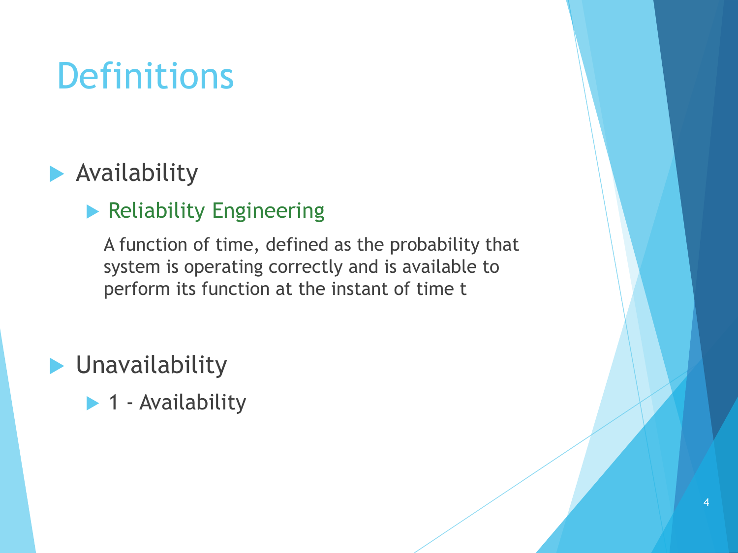# Definitions

- Availability
  - Reliability Engineering

    A function of time, defined as the probability that system is operating correctly and is available to perform its function at the instant of time t

- Unavailability
  - 1 - Availability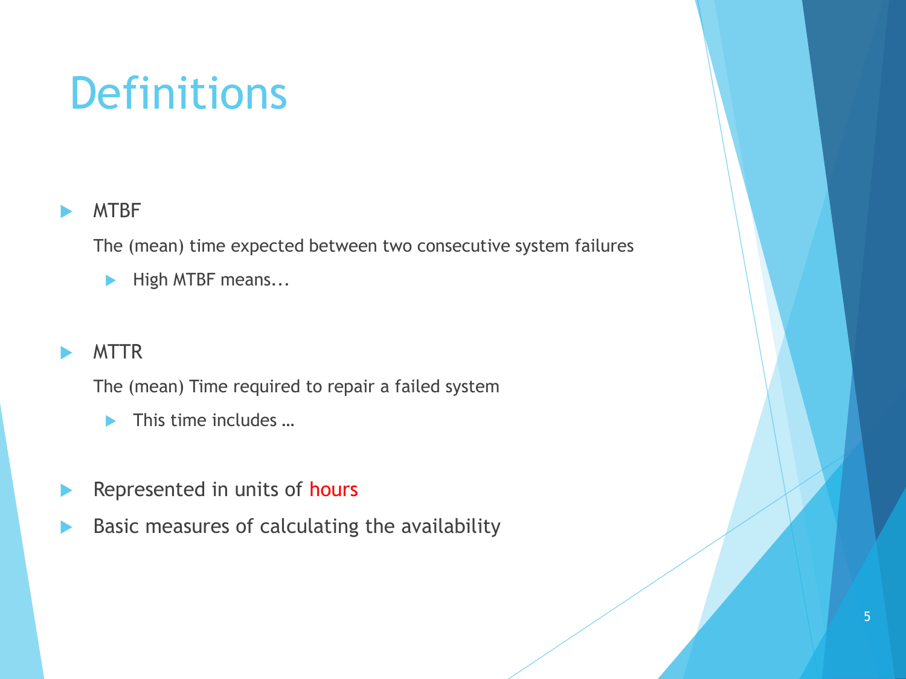# Definitions

- MTBF

  The (mean) time expected between two consecutive system failures

  - High MTBF means...

- MTTR

  The (mean) Time required to repair a failed system

  - This time includes …

- Represented in units of hours
- Basic measures of calculating the availability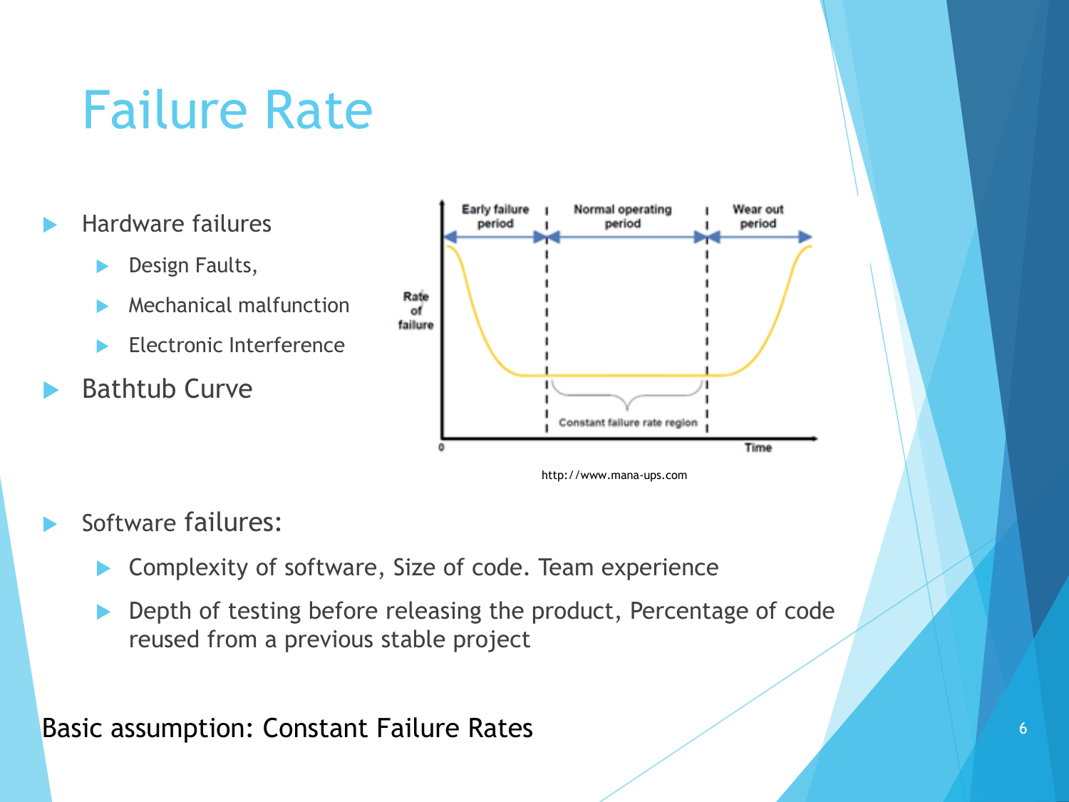# Failure Rate

- Hardware failures
  - Design Faults,
  - Mechanical malfunction
  - Electronic Interference
- Bathtub Curve

http://www.mana-ups.com

- Software failures:
  - Complexity of software, Size of code. Team experience
  - Depth of testing before releasing the product, Percentage of code reused from a previous stable project

Basic assumption: Constant Failure Rates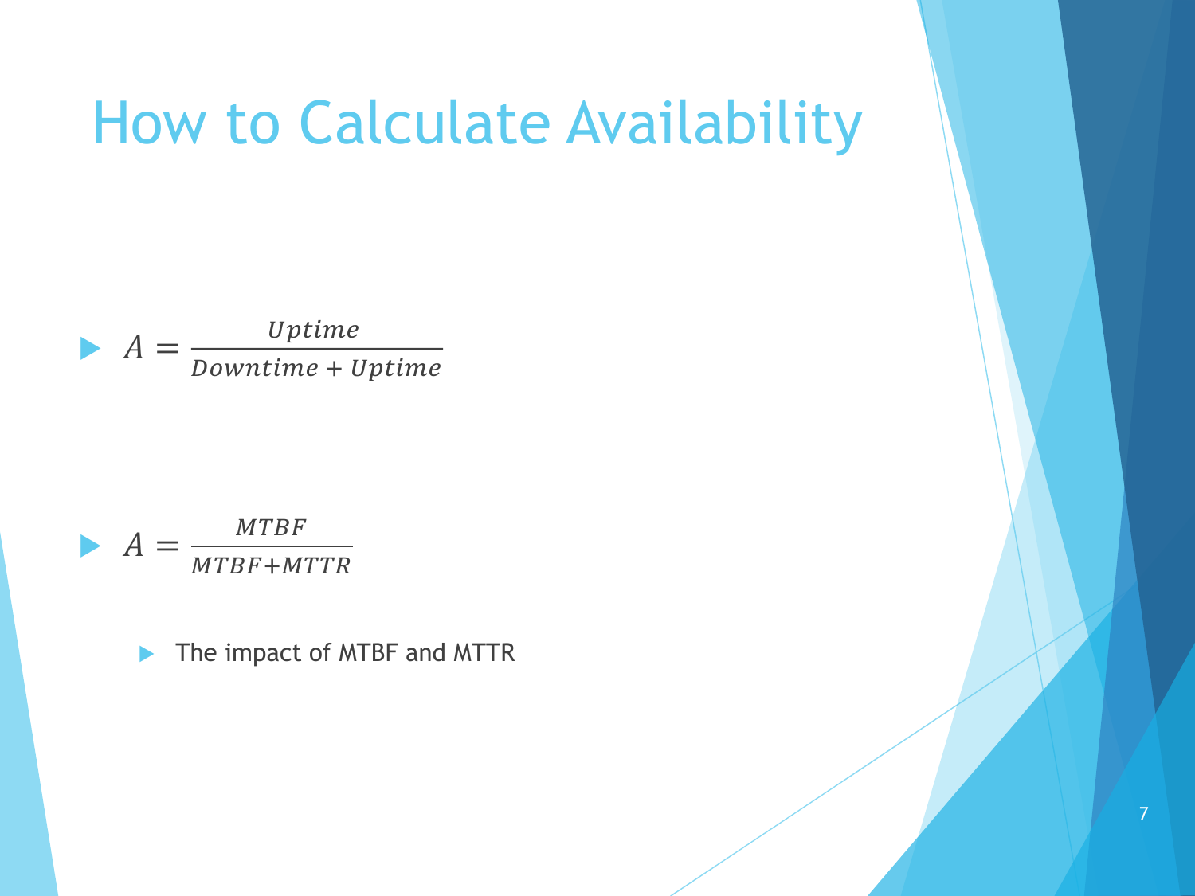# How to Calculate Availability

- $A = \frac{Uptime}{Downtime + Uptime}$

- $A = \frac{MTBF}{MTBF + MTTR}$
  - The impact of MTBF and MTTR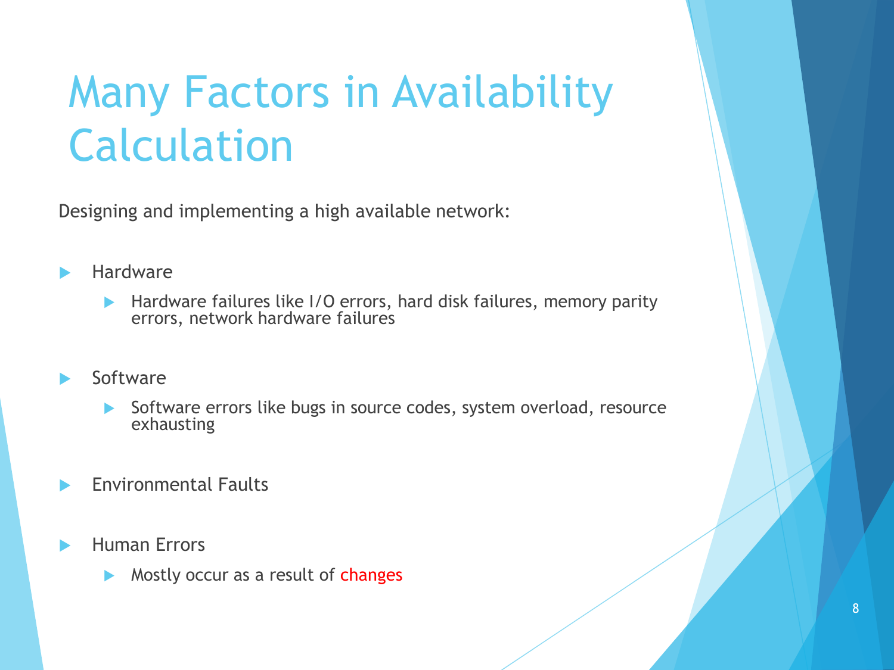# Many Factors in Availability Calculation

Designing and implementing a high available network:

- Hardware
  - Hardware failures like I/O errors, hard disk failures, memory parity errors, network hardware failures
- Software
  - Software errors like bugs in source codes, system overload, resource exhausting
- Environmental Faults
- Human Errors
  - Mostly occur as a result of changes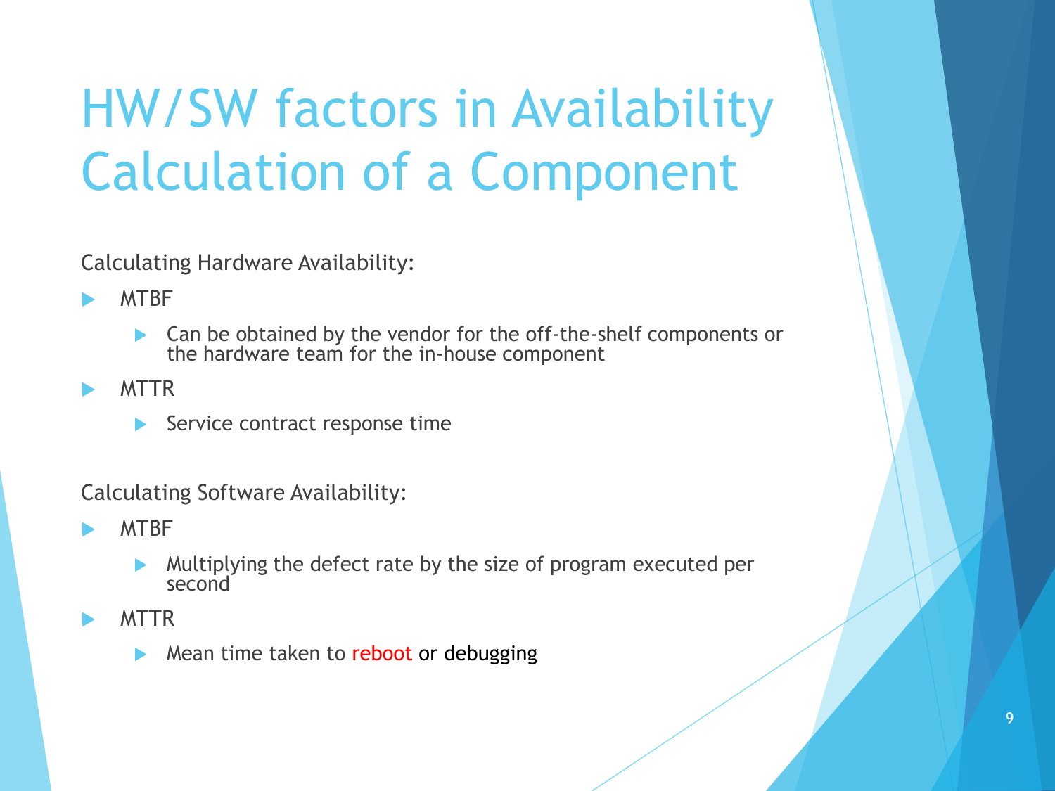# HW/SW factors in Availability Calculation of a Component

Calculating Hardware Availability:

- MTBF
  - Can be obtained by the vendor for the off-the-shelf components or the hardware team for the in-house component
- MTTR
  - Service contract response time

Calculating Software Availability:

- MTBF
  - Multiplying the defect rate by the size of program executed per second
- MTTR
  - Mean time taken to reboot or debugging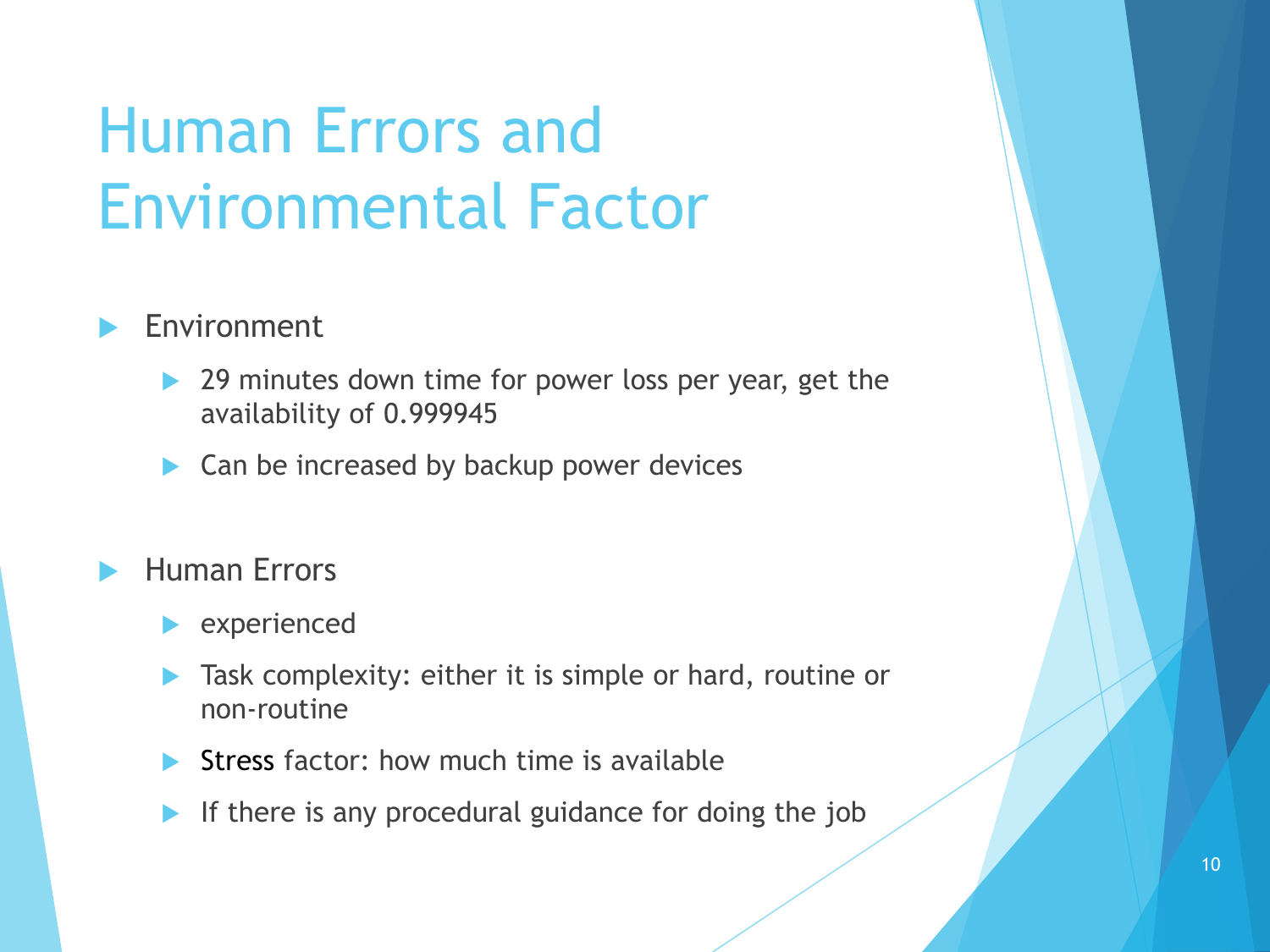# Human Errors and Environmental Factor

- Environment
  - 29 minutes down time for power loss per year, get the availability of 0.999945
  - Can be increased by backup power devices

- Human Errors
  - experienced
  - Task complexity: either it is simple or hard, routine or non-routine
  - Stress factor: how much time is available
  - If there is any procedural guidance for doing the job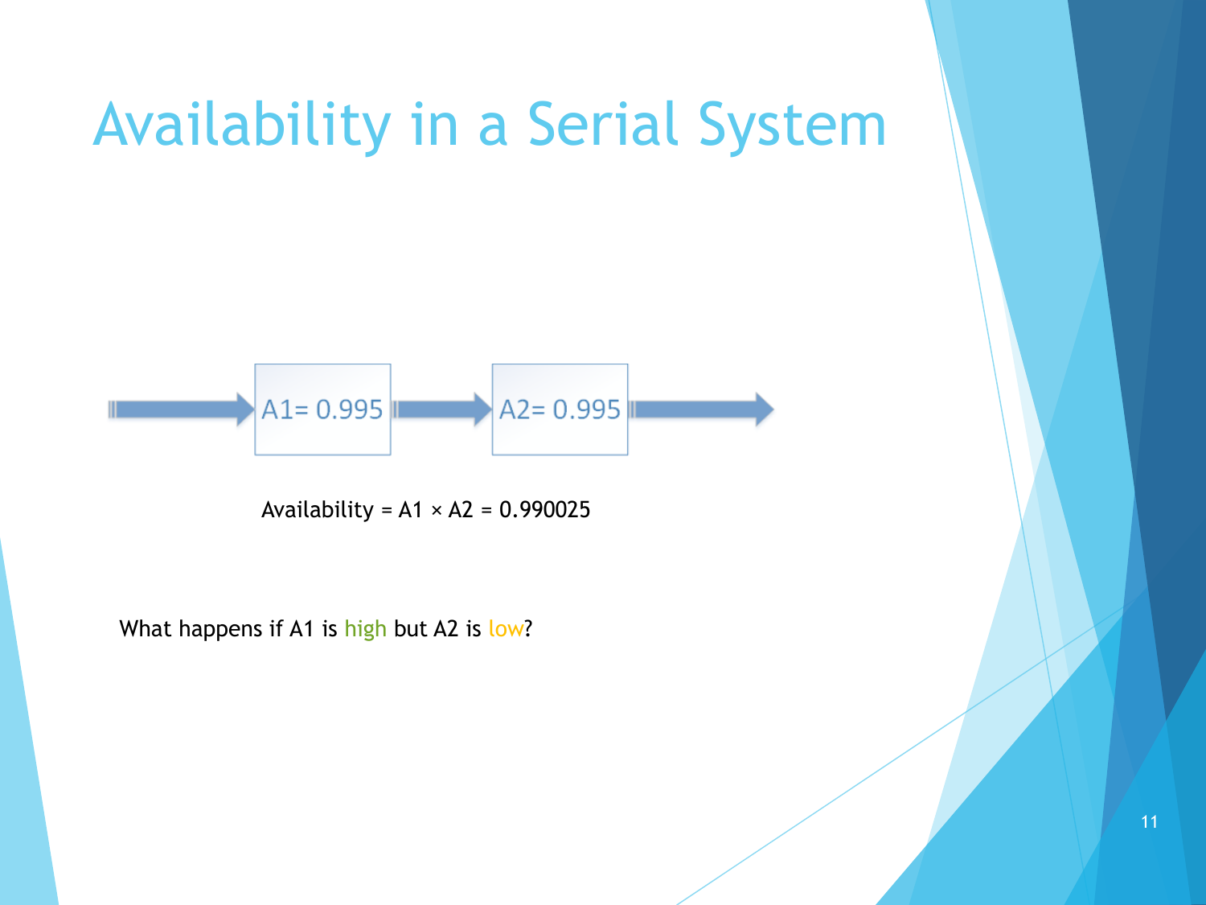# Availability in a Serial System

A1= 0.995 → A2= 0.995

Availability = A1 × A2 = 0.990025

What happens if A1 is high but A2 is low?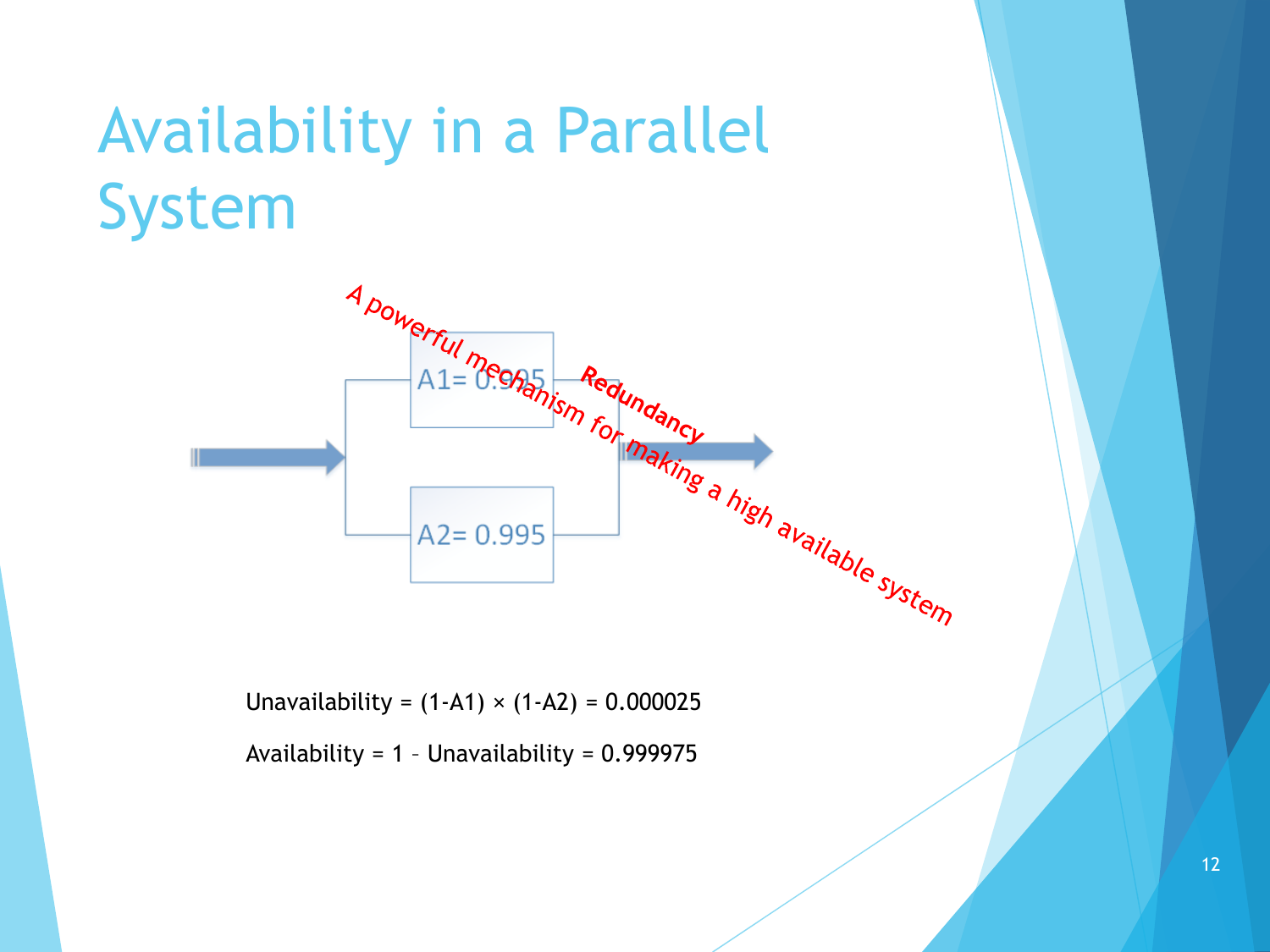# Availability in a Parallel System

A1= 0.995

A2= 0.995

Redundancy

A powerful mechanism for making a high available system

Unavailability = (1-A1) × (1-A2) = 0.000025

Availability = 1 – Unavailability = 0.999975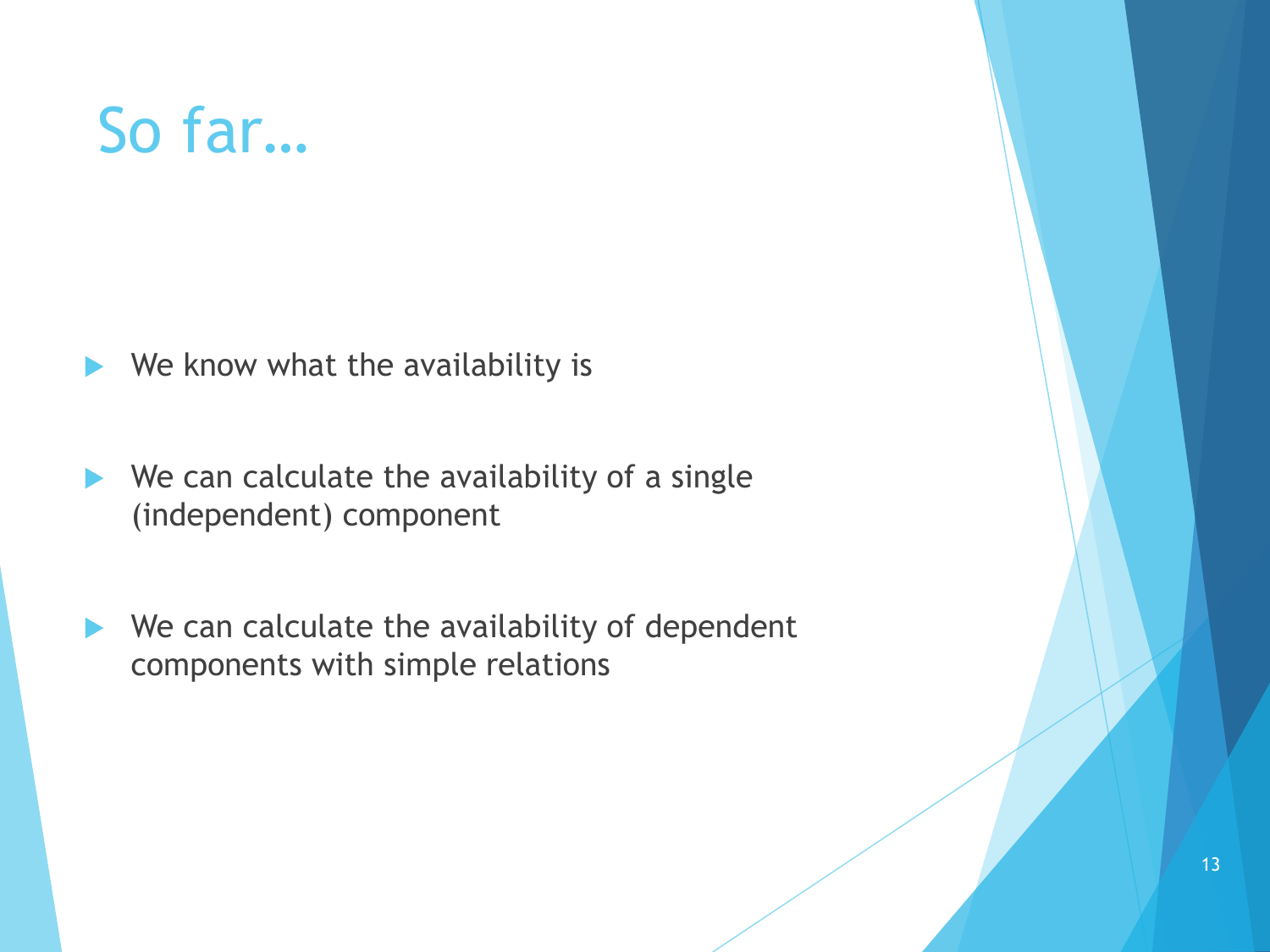# So far…

- We know what the availability is
- We can calculate the availability of a single (independent) component
- We can calculate the availability of dependent components with simple relations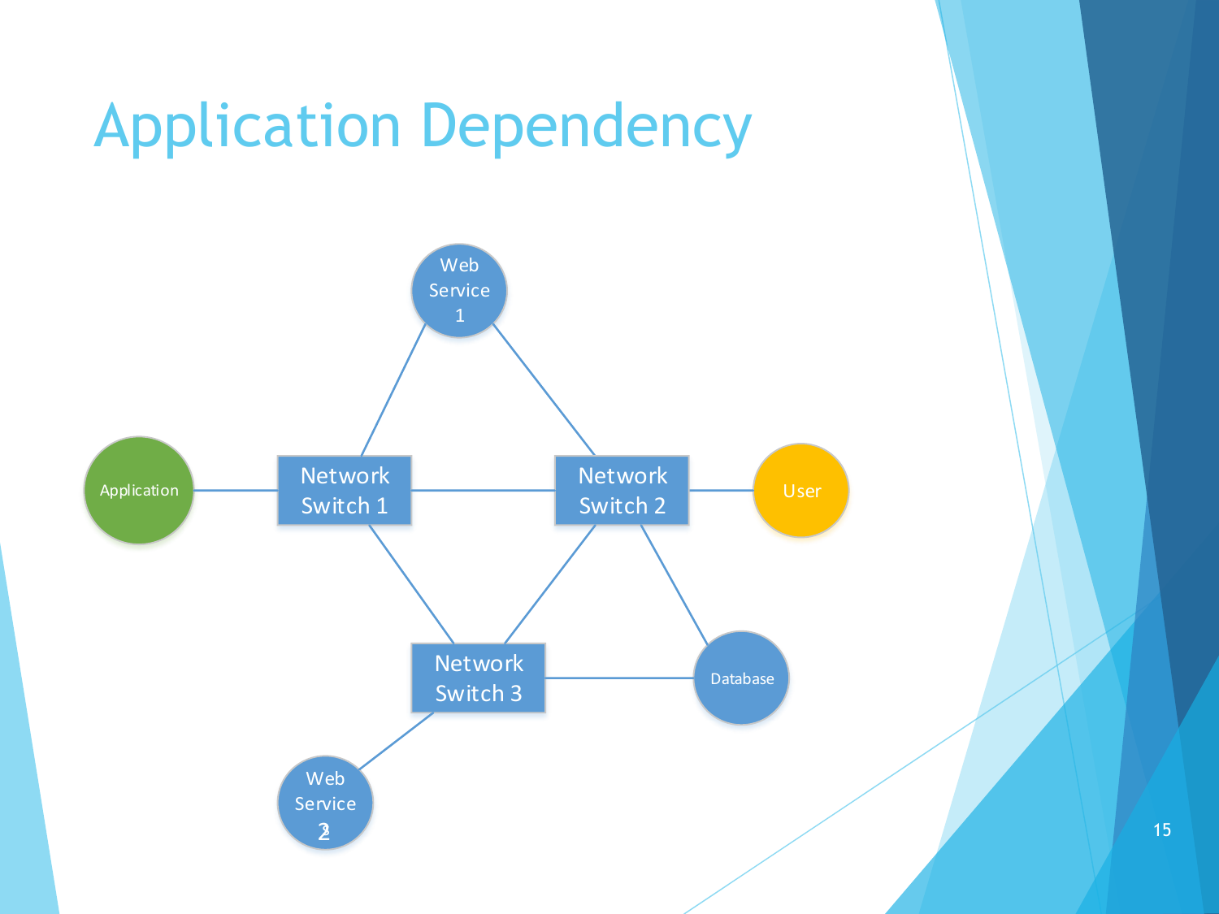# Application Dependency

Web Service 1

Application

Network Switch 1

Network Switch 2

User

Network Switch 3

Database

Web Service 2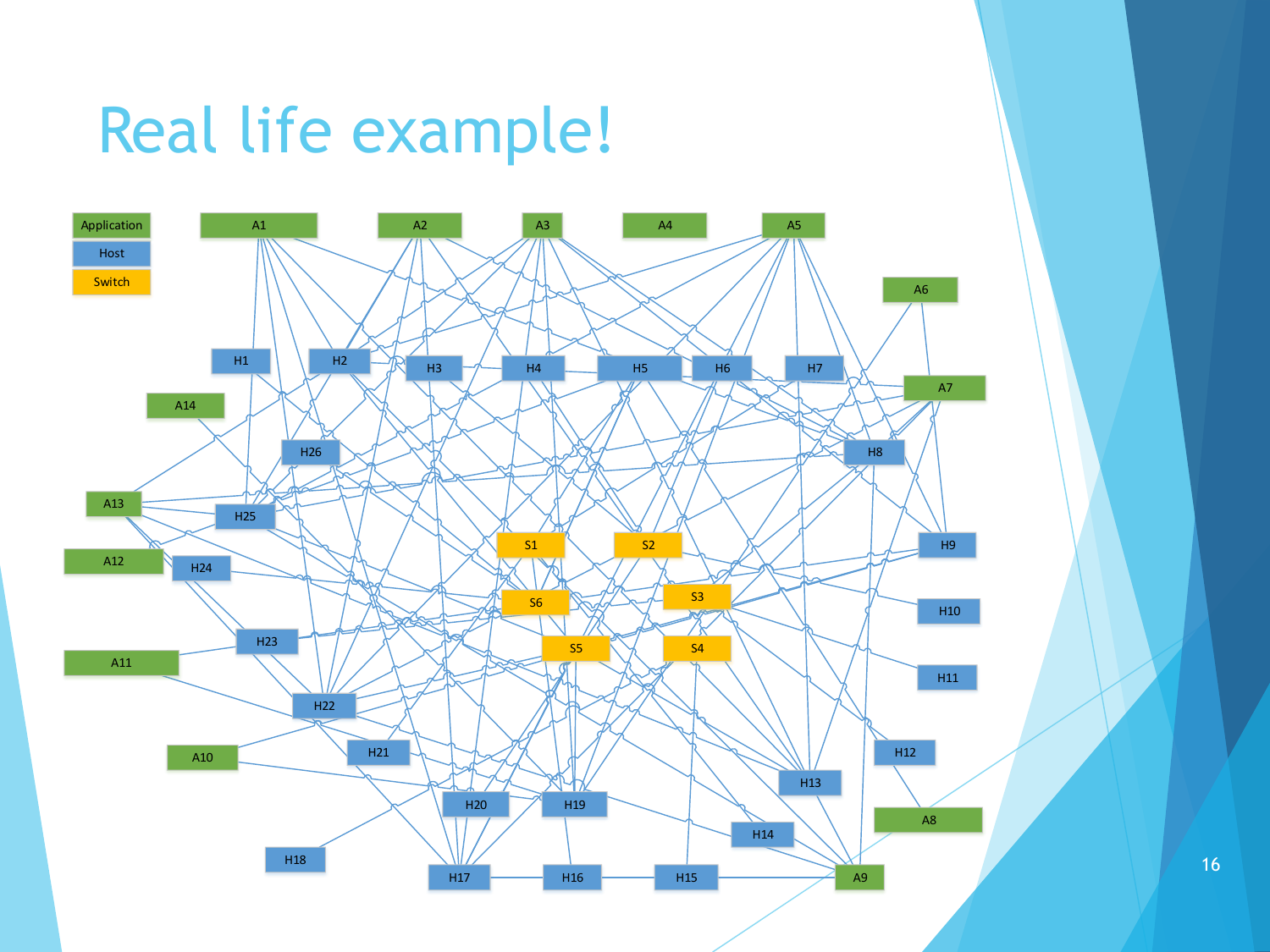# Real life example!

Application

Host

Switch

A1 A2 A3 A4 A5 A6 A7 A8 A9 A10 A11 A12 A13 A14

H1 H2 H3 H4 H5 H6 H7 H8 H9 H10 H11 H12 H13 H14 H15 H16 H17 H18 H19 H20 H21 H22 H23 H24 H25 H26

S1 S2 S3 S4 S5 S6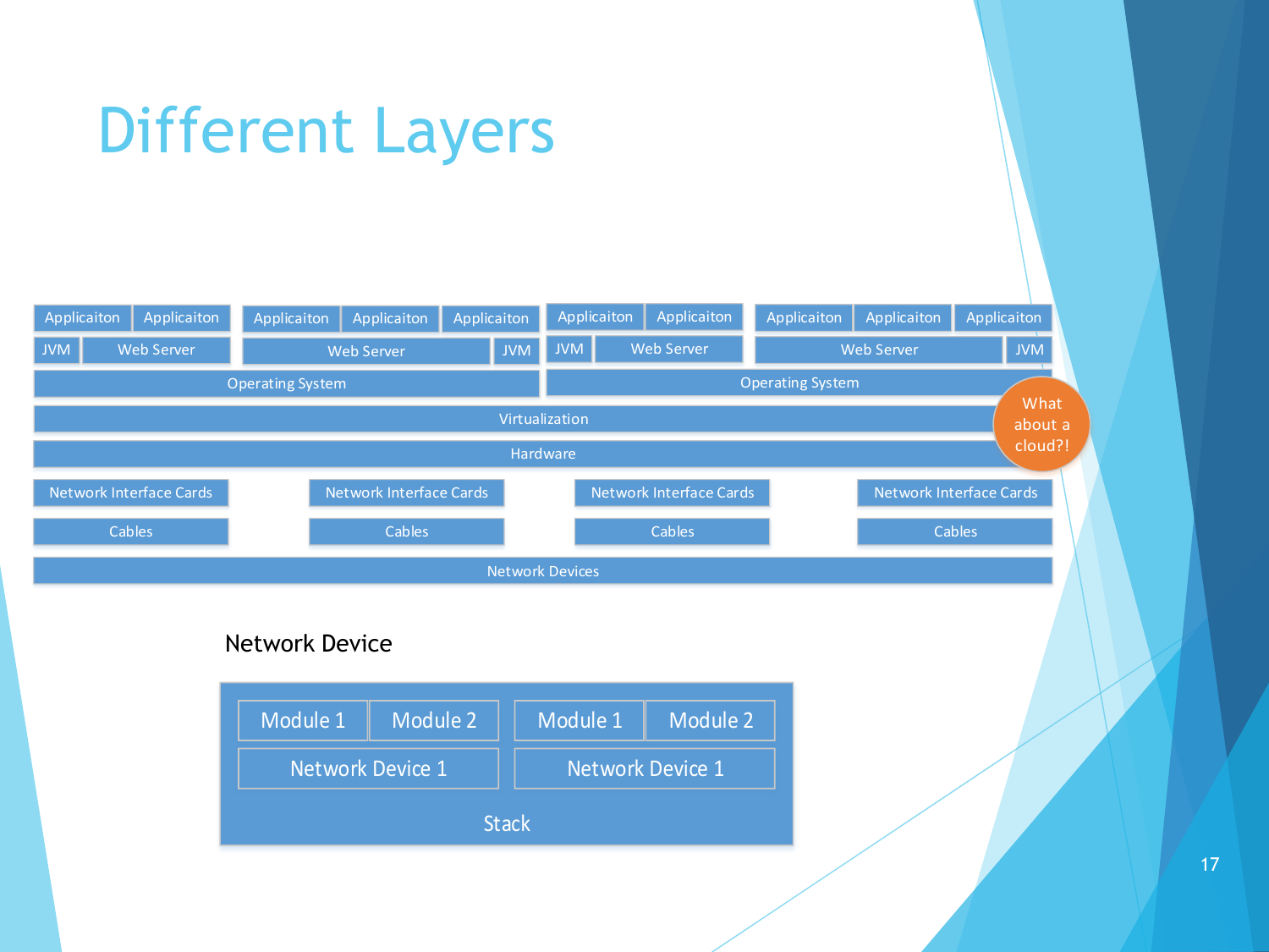# Different Layers

| Applicaiton | Applicaiton | Applicaiton | Applicaiton | Applicaiton | Applicaiton | Applicaiton | Applicaiton | Applicaiton | Applicaiton |
|---|---|---|---|---|---|---|---|---|---|
| JVM | Web Server | Web Server | | JVM | JVM | Web Server | Web Server | | JVM |
| Operating System | | | | | Operating System | | | | |
| Virtualization | | | | | | | | | |
| Hardware | | | | | | | | | |

What about a cloud?!

| Network Interface Cards | Network Interface Cards | Network Interface Cards | Network Interface Cards |
|---|---|---|---|
| Cables | Cables | Cables | Cables |
| Network Devices | | | |

Network Device

| Module 1 | Module 2 | Module 1 | Module 2 |
|---|---|---|---|
| Network Device 1 | | Network Device 1 | |
| Stack | | | |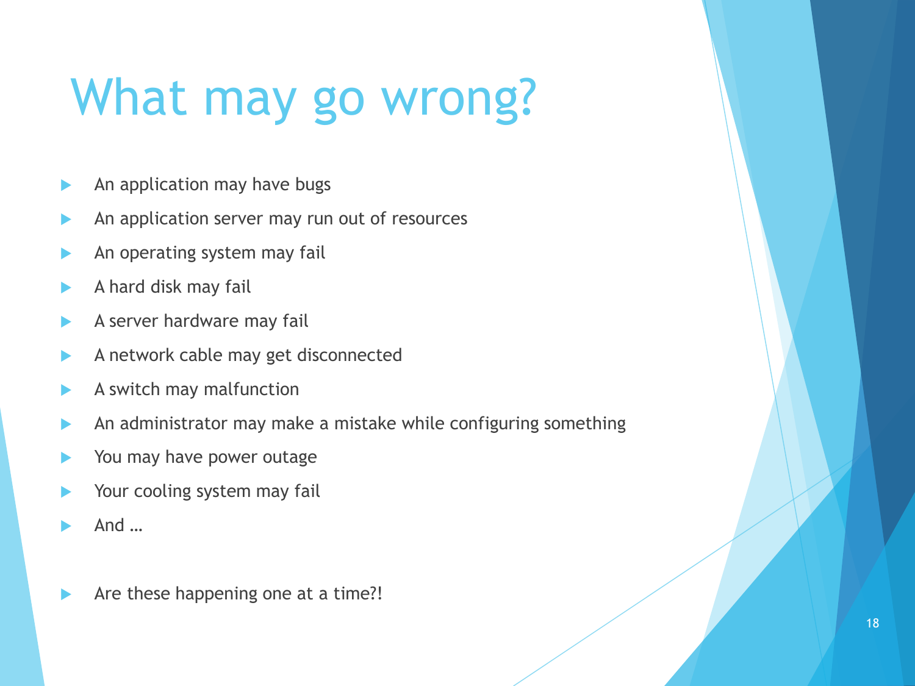# What may go wrong?

- An application may have bugs
- An application server may run out of resources
- An operating system may fail
- A hard disk may fail
- A server hardware may fail
- A network cable may get disconnected
- A switch may malfunction
- An administrator may make a mistake while configuring something
- You may have power outage
- Your cooling system may fail
- And …

- Are these happening one at a time?!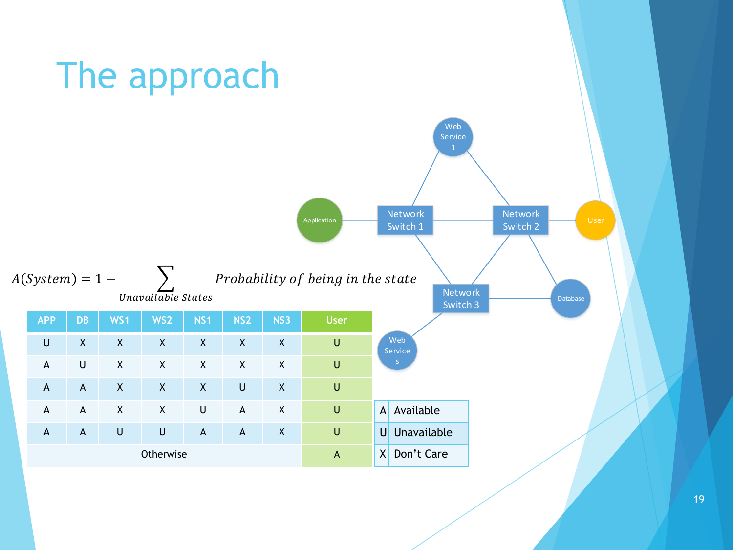# The approach

$$A(System) = 1 - \sum_{Unavailable\ States} Probability\ of\ being\ in\ the\ state$$

| APP | DB | WS1 | WS2 | NS1 | NS2 | NS3 | User |
|---|---|---|---|---|---|---|---|
| U | X | X | X | X | X | X | U |
| A | U | X | X | X | X | X | U |
| A | A | X | X | X | U | X | U |
| A | A | X | X | U | A | X | U |
| A | A | U | U | A | A | X | U |
| Otherwise | | | | | | | A |

| | |
|---|---|
| A | Available |
| U | Unavailable |
| X | Don't Care |

Web Service 1, Application, Network Switch 1, Network Switch 2, User, Network Switch 3, Database, Web Services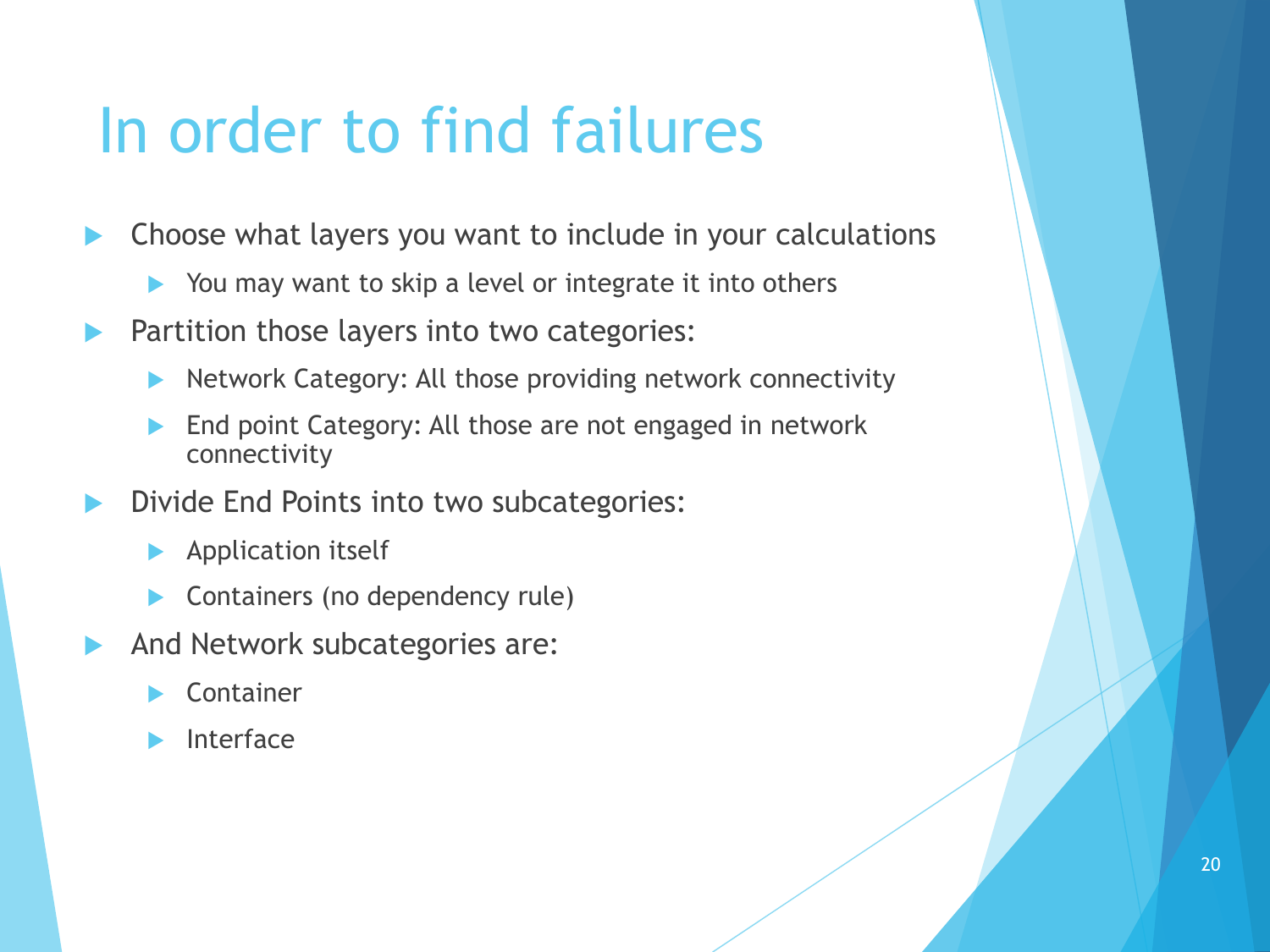# In order to find failures

- Choose what layers you want to include in your calculations
  - You may want to skip a level or integrate it into others
- Partition those layers into two categories:
  - Network Category: All those providing network connectivity
  - End point Category: All those are not engaged in network connectivity
- Divide End Points into two subcategories:
  - Application itself
  - Containers (no dependency rule)
- And Network subcategories are:
  - Container
  - Interface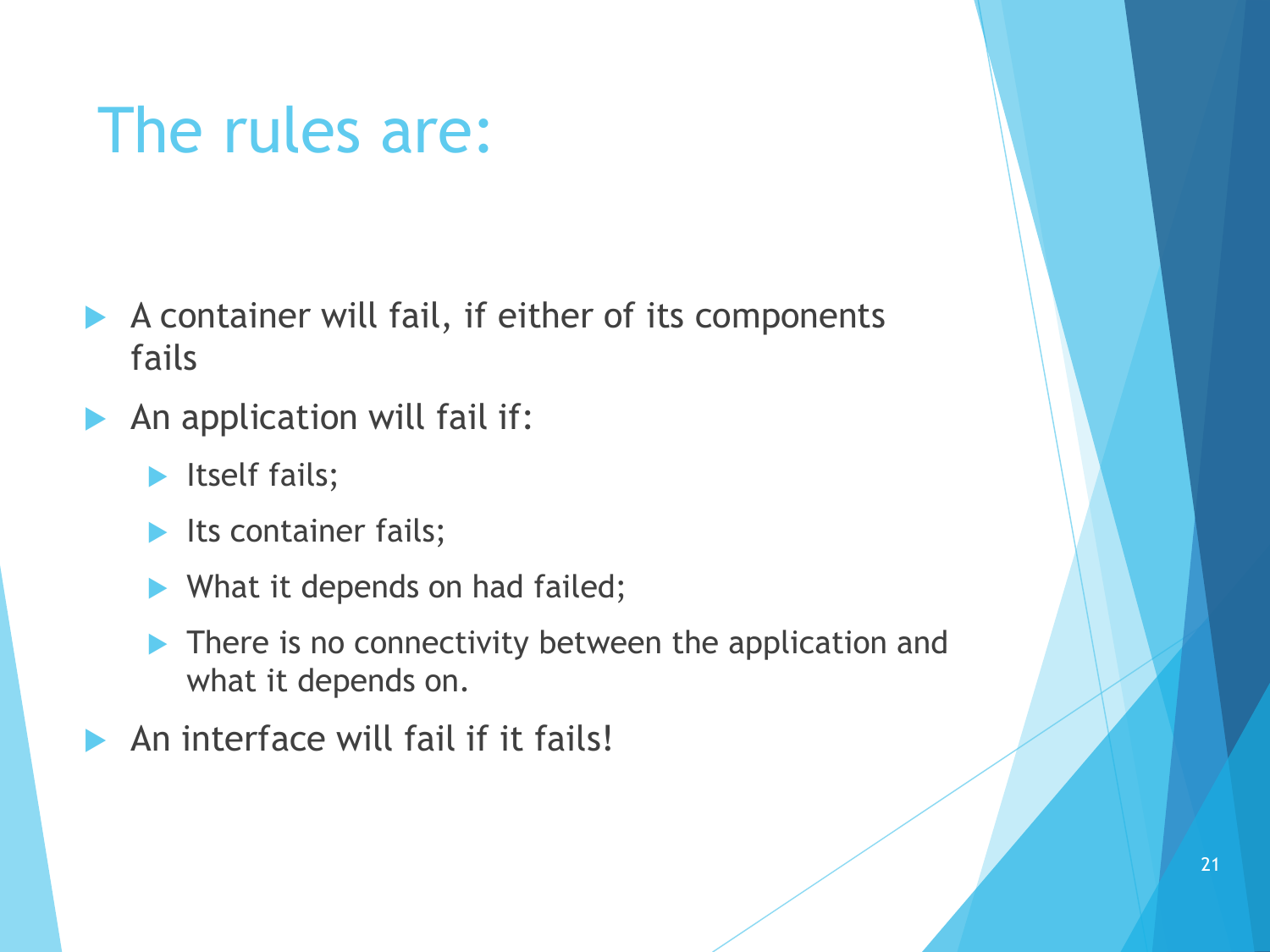# The rules are:

- A container will fail, if either of its components fails
- An application will fail if:
  - Itself fails;
  - Its container fails;
  - What it depends on had failed;
  - There is no connectivity between the application and what it depends on.
- An interface will fail if it fails!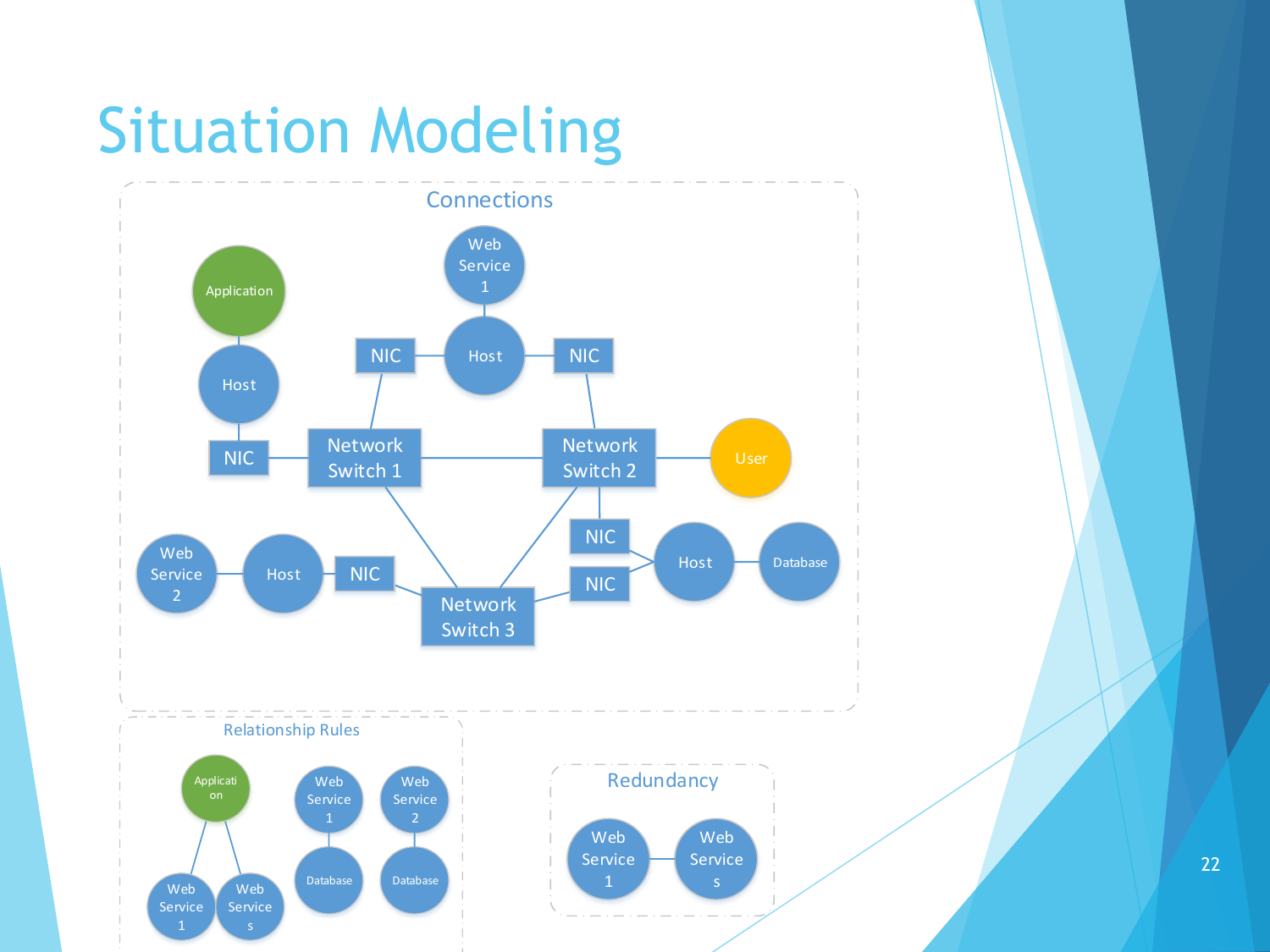# Situation Modeling

## Connections

Application, Host, NIC, Network Switch 1, Web Service 1, Host, NIC, NIC, Network Switch 2, User, Web Service 2, Host, NIC, Network Switch 3, NIC, NIC, Host, Database

## Relationship Rules

Application, Web Service 1, Web Service s, Web Service 1, Database, Web Service 2, Database

## Redundancy

Web Service 1, Web Service s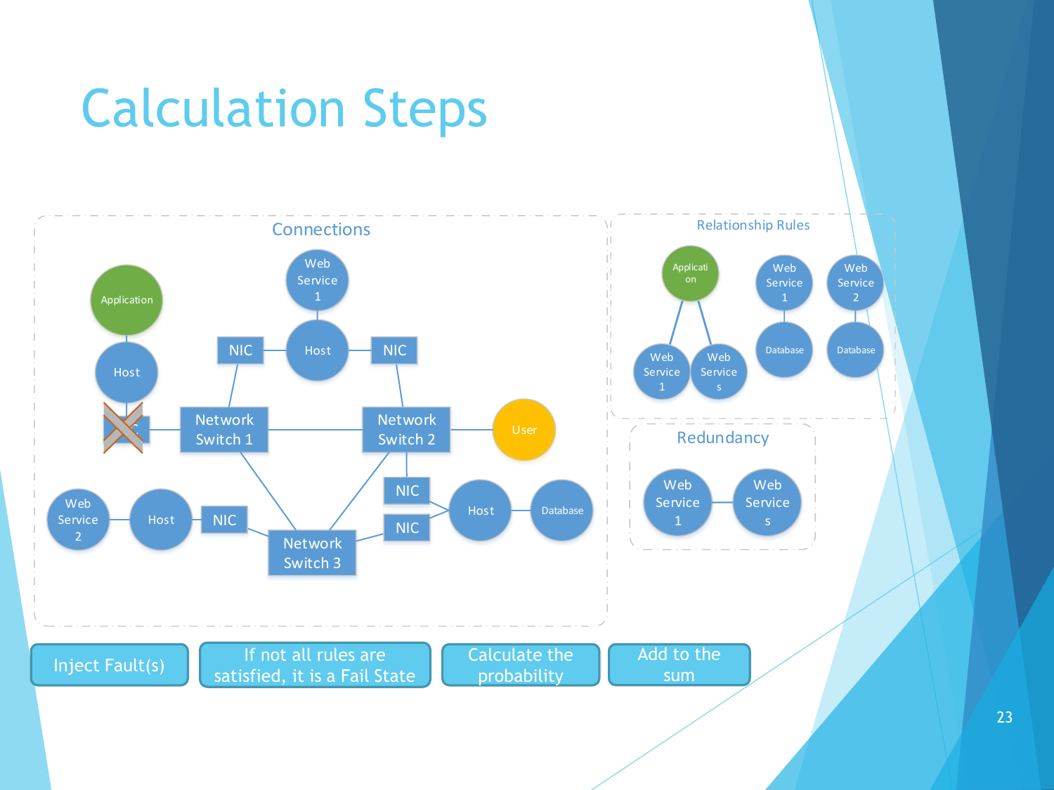# Calculation Steps

Connections

Application

Host

Web Service 1

NIC

Host

NIC

Network Switch 1

Network Switch 2

User

NIC

Web Service 2

Host

NIC

Host

Database

NIC

Network Switch 3

Relationship Rules

Application

Web Service 1

Web Service s

Web Service 1

Database

Web Service 2

Database

Redundancy

Web Service 1

Web Service s

Inject Fault(s) → If not all rules are satisfied, it is a Fail State → Calculate the probability → Add to the sum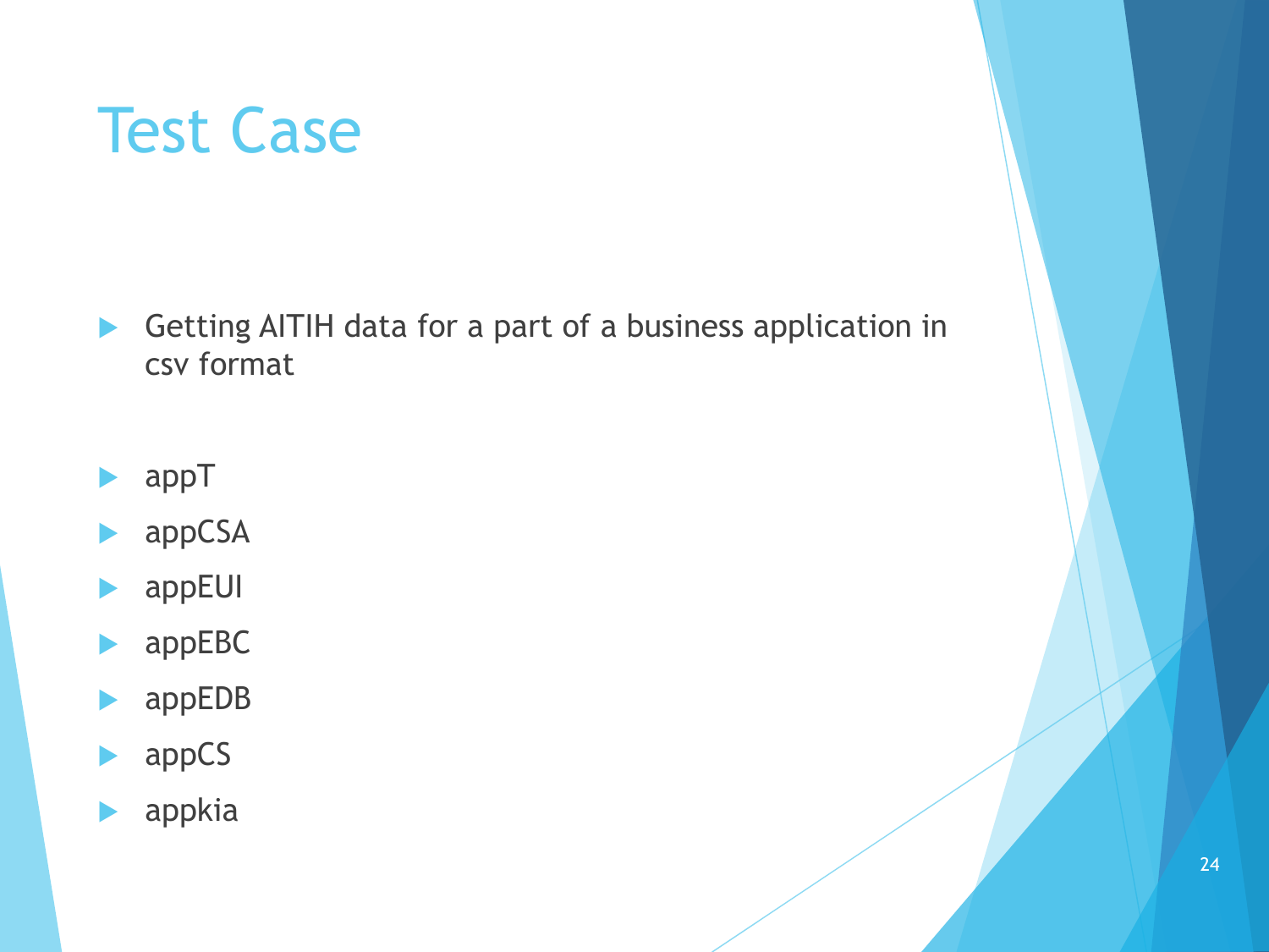# Test Case

- Getting AITIH data for a part of a business application in csv format

- appT
- appCSA
- appEUI
- appEBC
- appEDB
- appCS
- appkia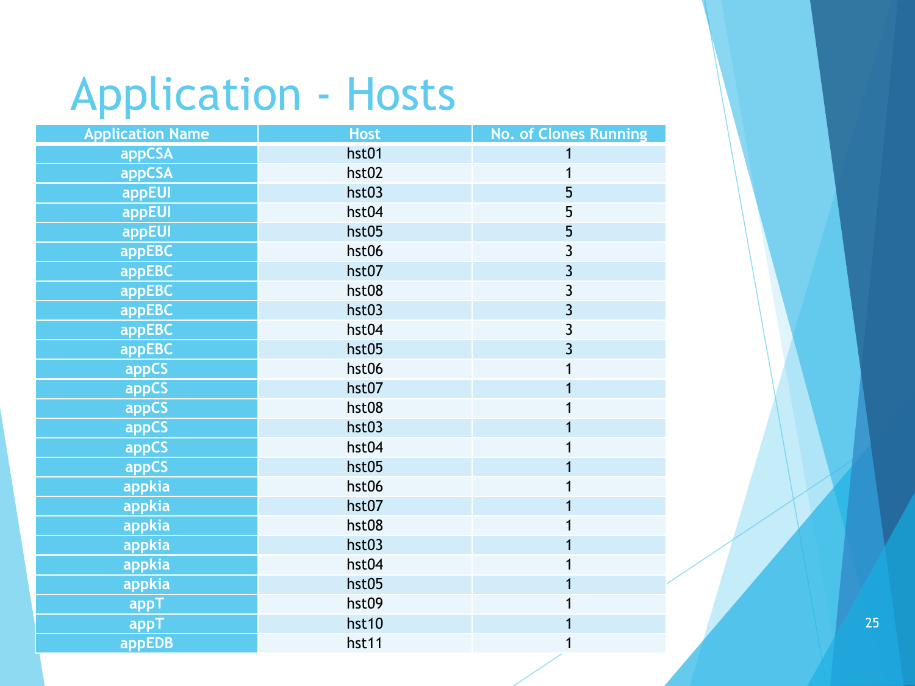# Application - Hosts

| Application Name | Host | No. of Clones Running |
|---|---|---|
| appCSA | hst01 | 1 |
| appCSA | hst02 | 1 |
| appEUI | hst03 | 5 |
| appEUI | hst04 | 5 |
| appEUI | hst05 | 5 |
| appEBC | hst06 | 3 |
| appEBC | hst07 | 3 |
| appEBC | hst08 | 3 |
| appEBC | hst03 | 3 |
| appEBC | hst04 | 3 |
| appEBC | hst05 | 3 |
| appCS | hst06 | 1 |
| appCS | hst07 | 1 |
| appCS | hst08 | 1 |
| appCS | hst03 | 1 |
| appCS | hst04 | 1 |
| appCS | hst05 | 1 |
| appkia | hst06 | 1 |
| appkia | hst07 | 1 |
| appkia | hst08 | 1 |
| appkia | hst03 | 1 |
| appkia | hst04 | 1 |
| appkia | hst05 | 1 |
| appT | hst09 | 1 |
| appT | hst10 | 1 |
| appEDB | hst11 | 1 |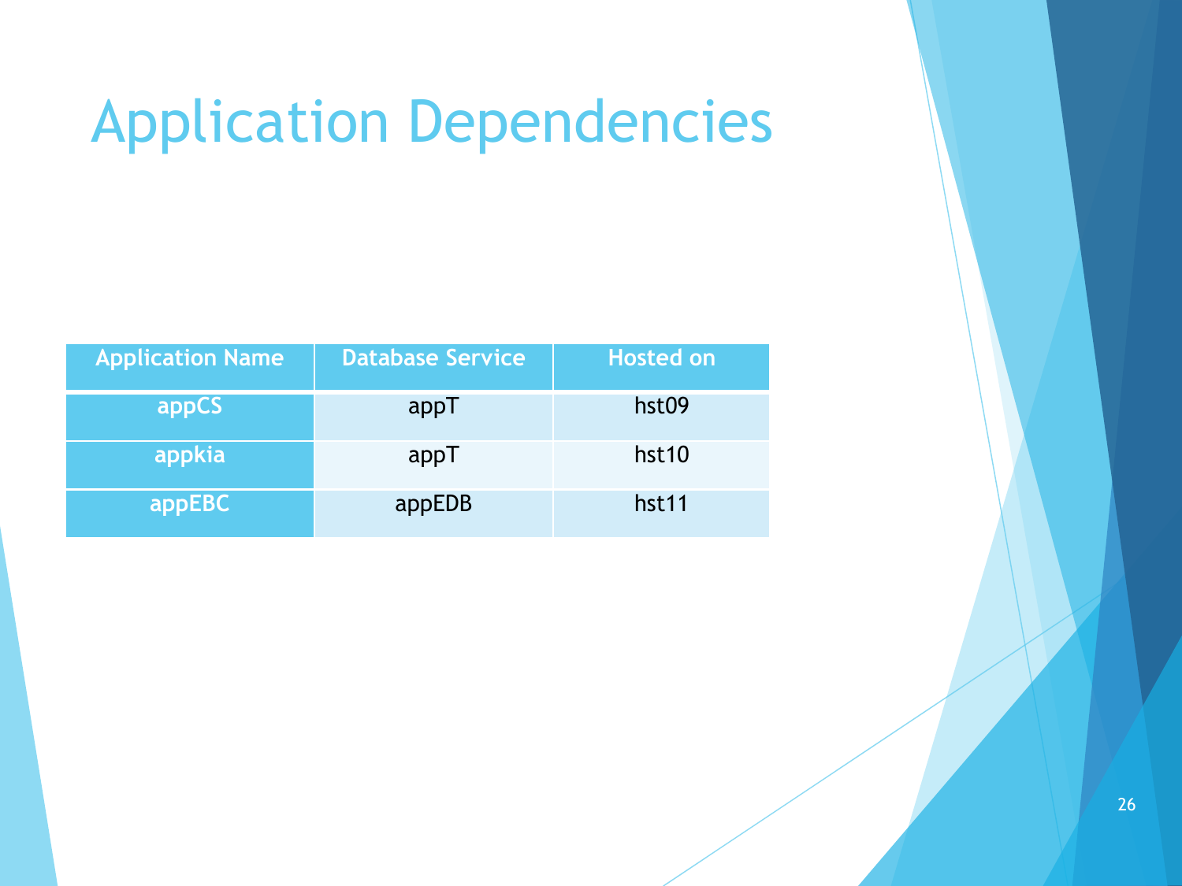# Application Dependencies

| Application Name | Database Service | Hosted on |
|---|---|---|
| appCS | appT | hst09 |
| appkia | appT | hst10 |
| appEBC | appEDB | hst11 |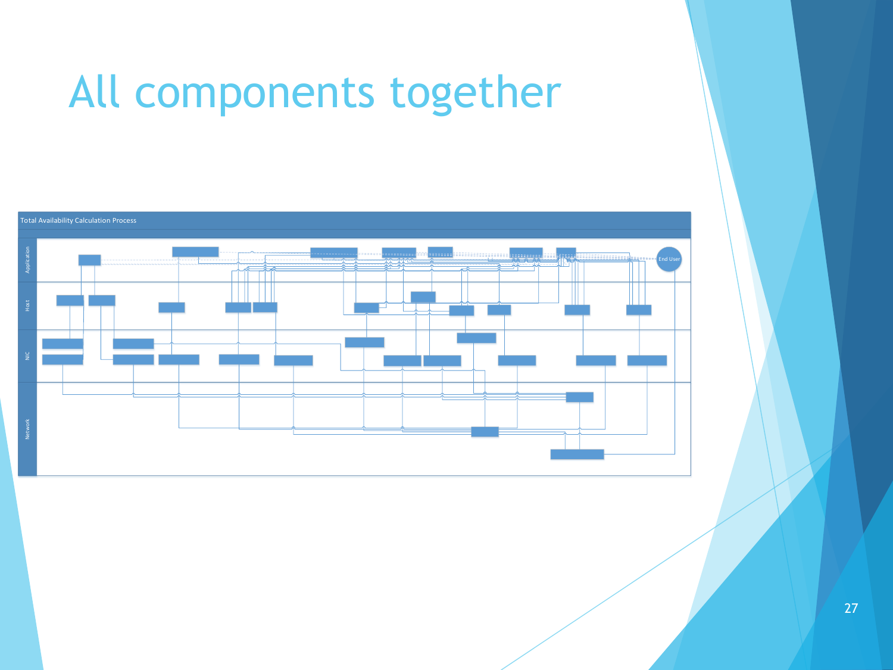# All components together

Total Availability Calculation Process

Application

Host

NIC

Network

End User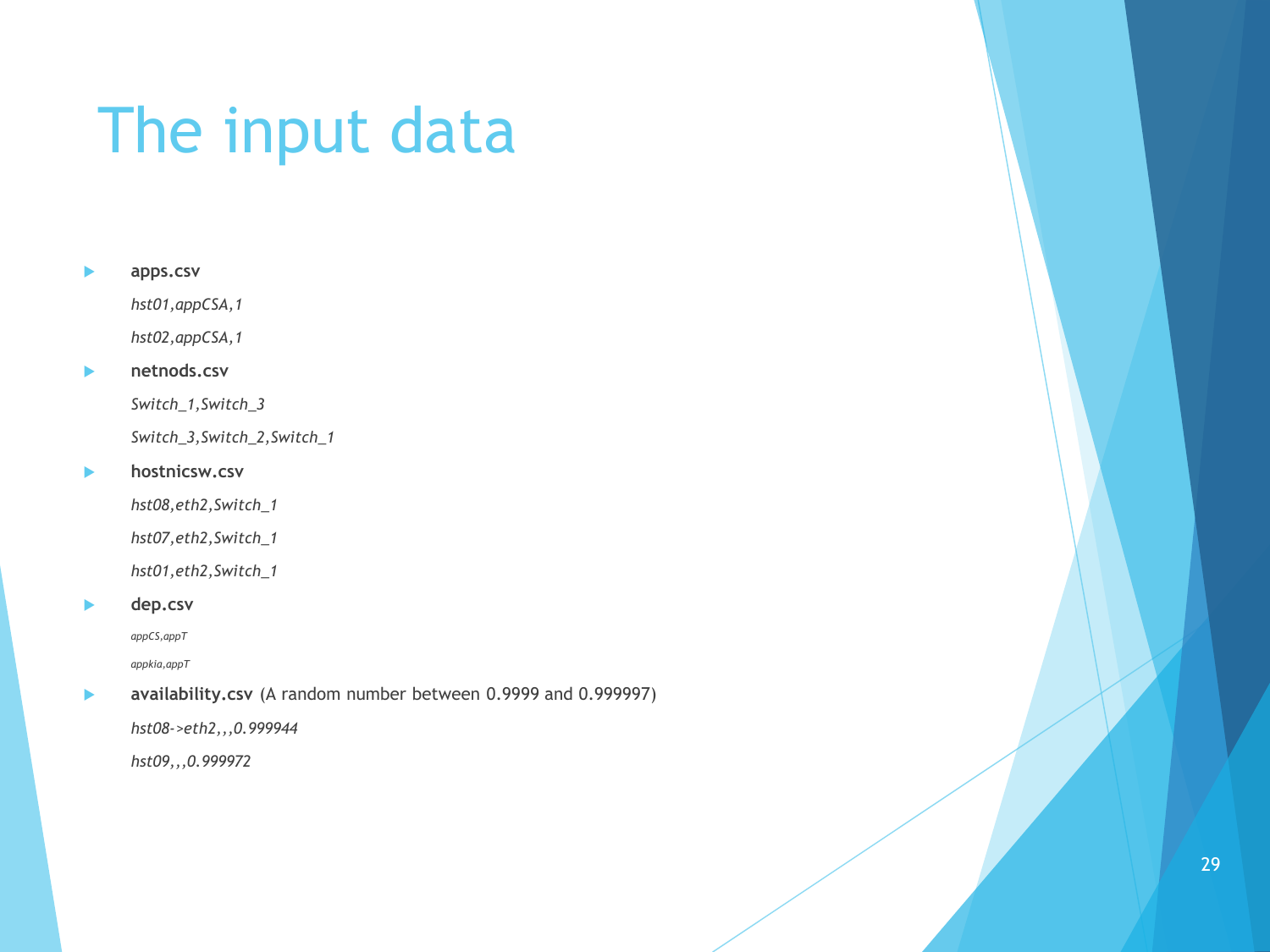# The input data

- **apps.csv**

  *hst01,appCSA,1*

  *hst02,appCSA,1*

- **netnods.csv**

  *Switch_1,Switch_3*

  *Switch_3,Switch_2,Switch_1*

- **hostnicsw.csv**

  *hst08,eth2,Switch_1*

  *hst07,eth2,Switch_1*

  *hst01,eth2,Switch_1*

- **dep.csv**

  *appCS,appT*

  *appkia,appT*

- **availability.csv** (A random number between 0.9999 and 0.999997)

  *hst08->eth2,,,0.999944*

  *hst09,,,0.999972*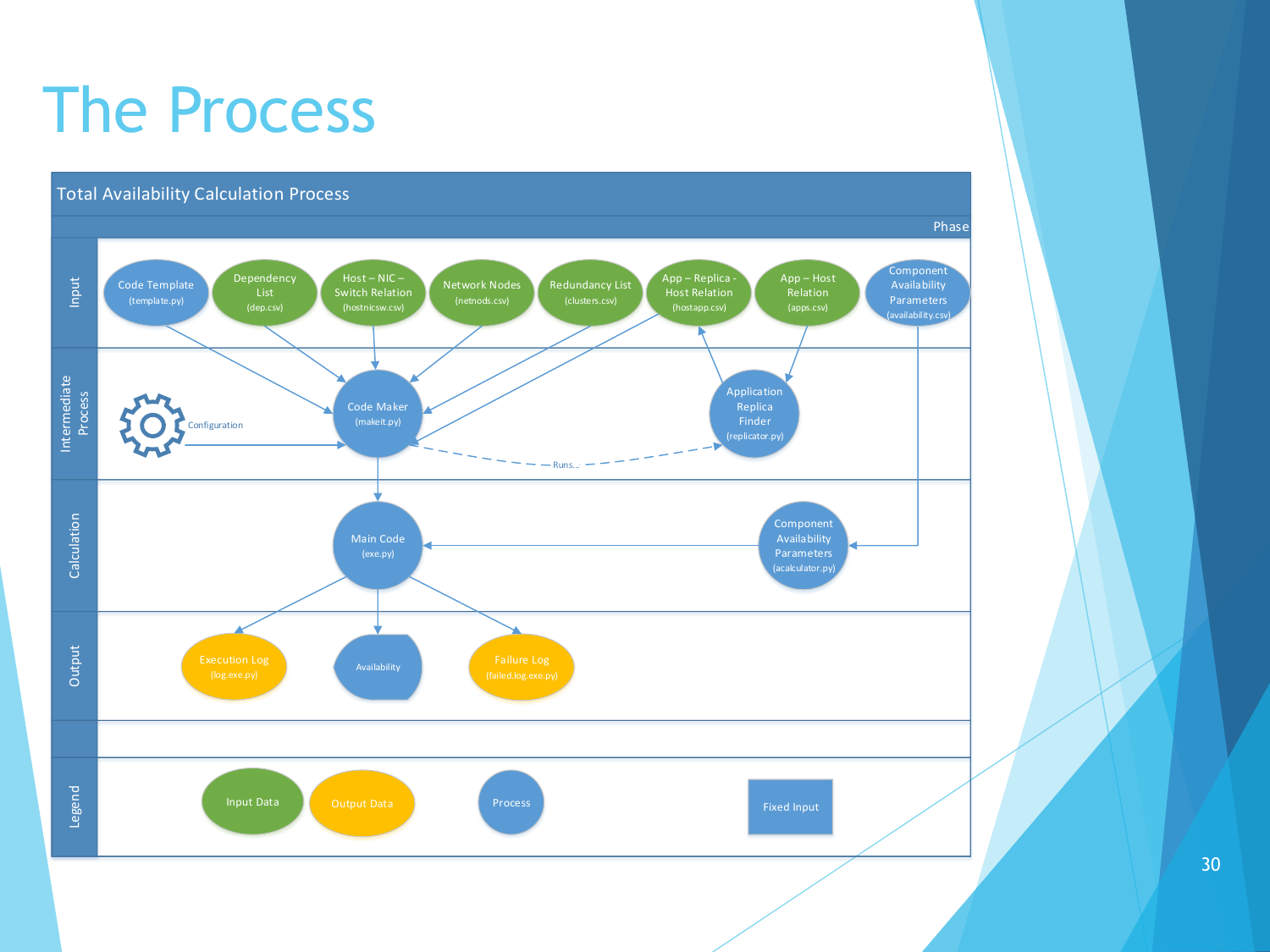# The Process

**Total Availability Calculation Process**

Phase

**Input**
- Code Template (template.py)
- Dependency List (dep.csv)
- Host – NIC – Switch Relation (hostnicsw.csv)
- Network Nodes (netnods.csv)
- Redundancy List (clusters.csv)
- App – Replica - Host Relation (hostapp.csv)
- App – Host Relation (apps.csv)
- Component Availability Parameters (availability.csv)

**Intermediate Process**
- Configuration
- Code Maker (makeit.py)
- Runs...
- Application Replica Finder (replicator.py)

**Calculation**
- Main Code (exe.py)
- Component Availability Parameters (acalculator.py)

**Output**
- Execution Log (log.exe.py)
- Availability
- Failure Log (failed.log.exe.py)

**Legend**
- Input Data
- Output Data
- Process
- Fixed Input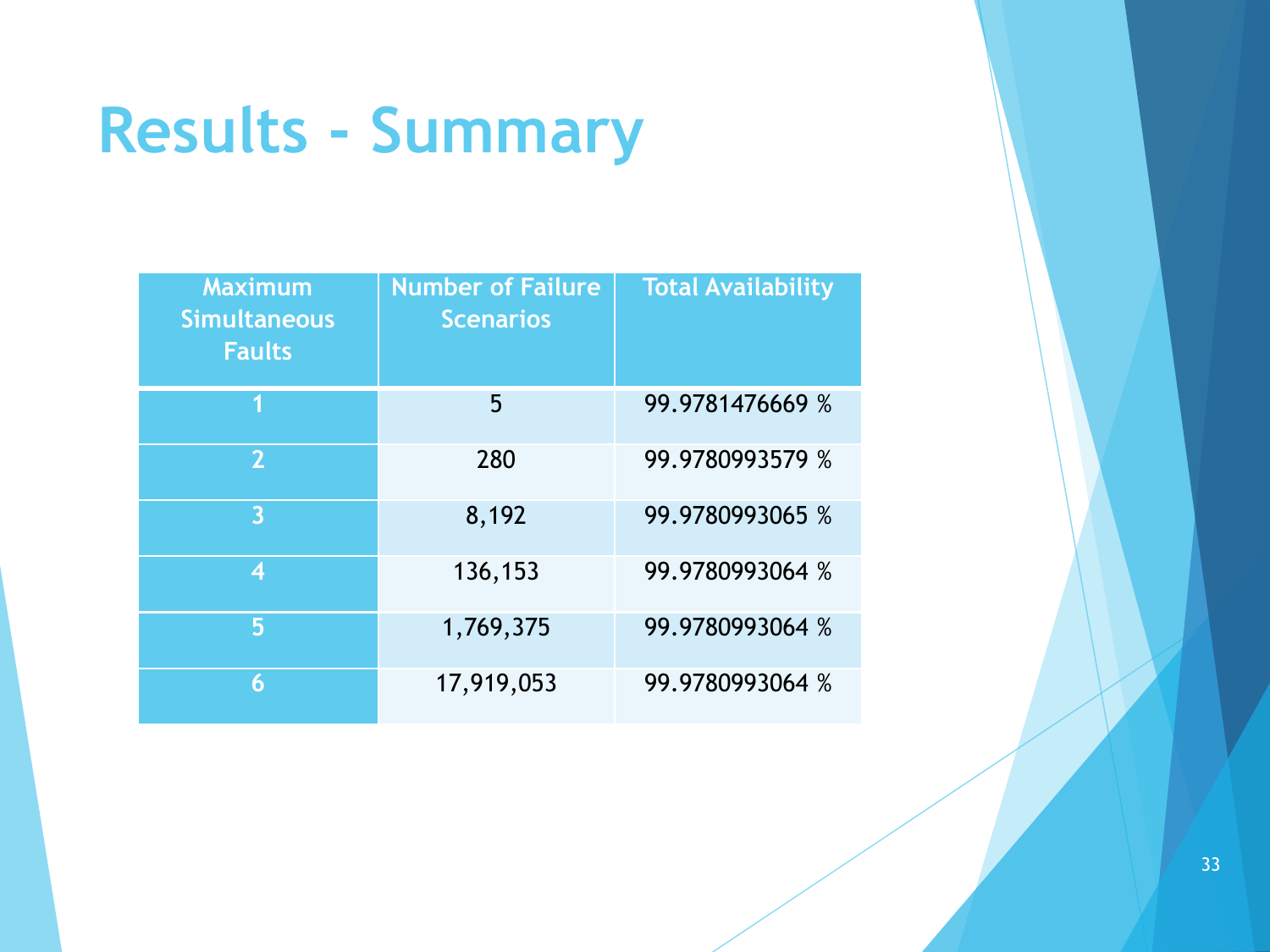# Results - Summary

| Maximum Simultaneous Faults | Number of Failure Scenarios | Total Availability |
|---|---|---|
| 1 | 5 | 99.9781476669 % |
| 2 | 280 | 99.9780993579 % |
| 3 | 8,192 | 99.9780993065 % |
| 4 | 136,153 | 99.9780993064 % |
| 5 | 1,769,375 | 99.9780993064 % |
| 6 | 17,919,053 | 99.9780993064 % |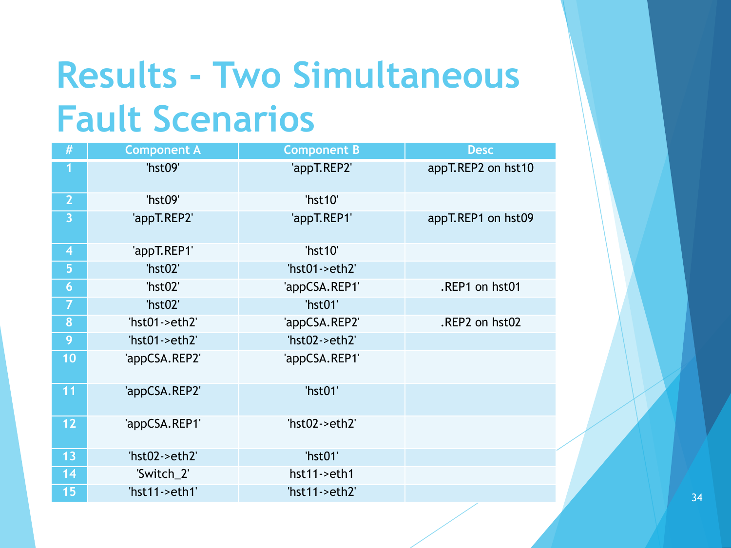# Results - Two Simultaneous Fault Scenarios

| # | Component A | Component B | Desc |
|---|---|---|---|
| 1 | 'hst09' | 'appT.REP2' | appT.REP2 on hst10 |
| 2 | 'hst09' | 'hst10' | |
| 3 | 'appT.REP2' | 'appT.REP1' | appT.REP1 on hst09 |
| 4 | 'appT.REP1' | 'hst10' | |
| 5 | 'hst02' | 'hst01->eth2' | |
| 6 | 'hst02' | 'appCSA.REP1' | .REP1 on hst01 |
| 7 | 'hst02' | 'hst01' | |
| 8 | 'hst01->eth2' | 'appCSA.REP2' | .REP2 on hst02 |
| 9 | 'hst01->eth2' | 'hst02->eth2' | |
| 10 | 'appCSA.REP2' | 'appCSA.REP1' | |
| 11 | 'appCSA.REP2' | 'hst01' | |
| 12 | 'appCSA.REP1' | 'hst02->eth2' | |
| 13 | 'hst02->eth2' | 'hst01' | |
| 14 | 'Switch_2' | hst11->eth1 | |
| 15 | 'hst11->eth1' | 'hst11->eth2' | |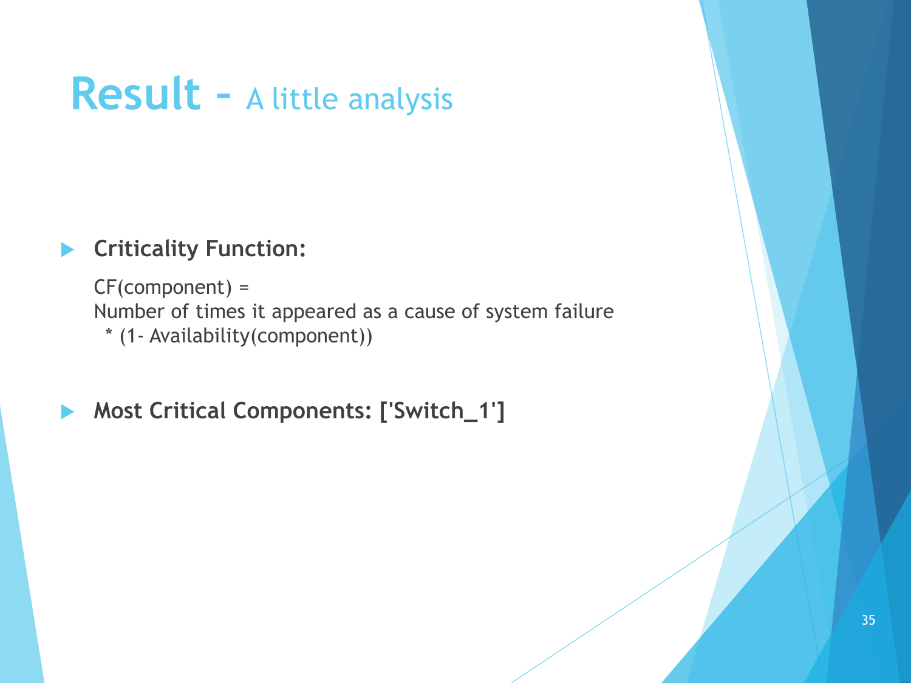# Result – A little analysis

- **Criticality Function:**

  CF(component) =
  Number of times it appeared as a cause of system failure
  * (1- Availability(component))

- **Most Critical Components: ['Switch_1']**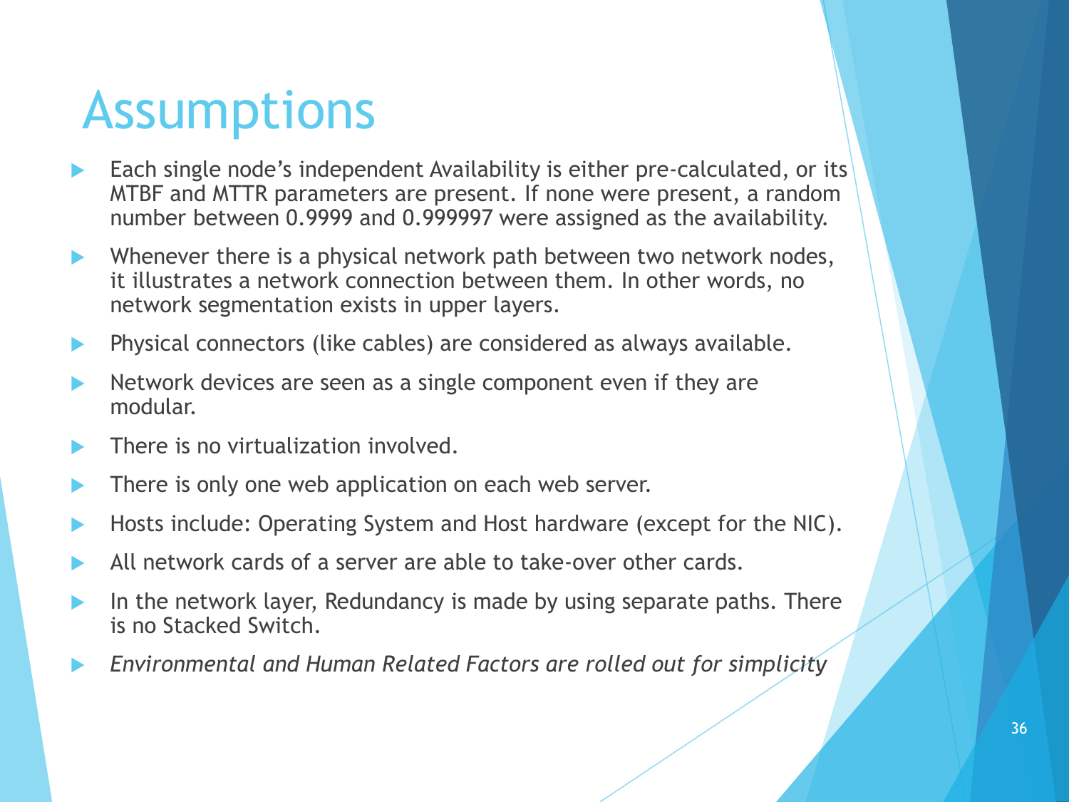# Assumptions

- Each single node's independent Availability is either pre-calculated, or its MTBF and MTTR parameters are present. If none were present, a random number between 0.9999 and 0.999997 were assigned as the availability.
- Whenever there is a physical network path between two network nodes, it illustrates a network connection between them. In other words, no network segmentation exists in upper layers.
- Physical connectors (like cables) are considered as always available.
- Network devices are seen as a single component even if they are modular.
- There is no virtualization involved.
- There is only one web application on each web server.
- Hosts include: Operating System and Host hardware (except for the NIC).
- All network cards of a server are able to take-over other cards.
- In the network layer, Redundancy is made by using separate paths. There is no Stacked Switch.
- *Environmental and Human Related Factors are rolled out for simplicity*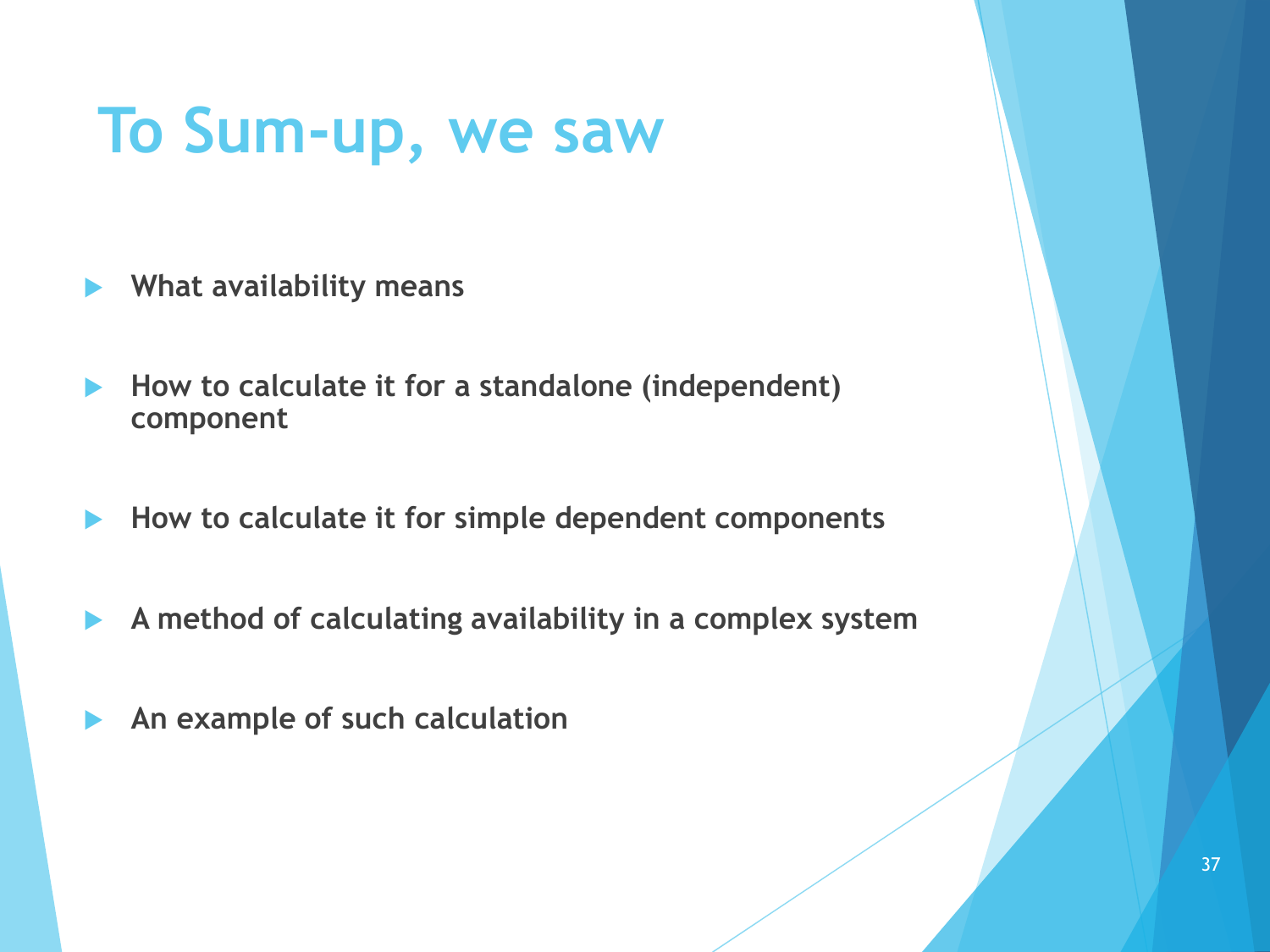# To Sum-up, we saw

- What availability means
- How to calculate it for a standalone (independent) component
- How to calculate it for simple dependent components
- A method of calculating availability in a complex system
- An example of such calculation